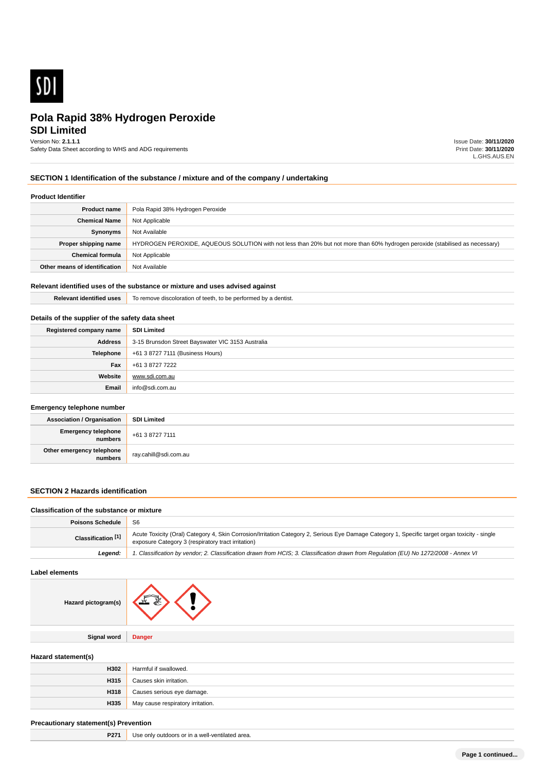# Pola Rapid 38% Hydrogen Peroxide
## SDI Limited

Version No: **2.1.1.1**
Safety Data Sheet according to WHS and ADG requirements

Issue Date: **30/11/2020**
Print Date: **30/11/2020**
L.GHS.AUS.EN

## SECTION 1 Identification of the substance / mixture and of the company / undertaking

### Product Identifier

| | |
|---|---|
| **Product name** | Pola Rapid 38% Hydrogen Peroxide |
| **Chemical Name** | Not Applicable |
| **Synonyms** | Not Available |
| **Proper shipping name** | HYDROGEN PEROXIDE, AQUEOUS SOLUTION with not less than 20% but not more than 60% hydrogen peroxide (stabilised as necessary) |
| **Chemical formula** | Not Applicable |
| **Other means of identification** | Not Available |

### Relevant identified uses of the substance or mixture and uses advised against

| | |
|---|---|
| **Relevant identified uses** | To remove discoloration of teeth, to be performed by a dentist. |

### Details of the supplier of the safety data sheet

| | |
|---|---|
| **Registered company name** | **SDI Limited** |
| **Address** | 3-15 Brunsdon Street Bayswater VIC 3153 Australia |
| **Telephone** | +61 3 8727 7111 (Business Hours) |
| **Fax** | +61 3 8727 7222 |
| **Website** | www.sdi.com.au |
| **Email** | info@sdi.com.au |

### Emergency telephone number

| | |
|---|---|
| **Association / Organisation** | **SDI Limited** |
| **Emergency telephone numbers** | +61 3 8727 7111 |
| **Other emergency telephone numbers** | ray.cahill@sdi.com.au |

## SECTION 2 Hazards identification

### Classification of the substance or mixture

| | |
|---|---|
| **Poisons Schedule** | S6 |
| **Classification [1]** | Acute Toxicity (Oral) Category 4, Skin Corrosion/Irritation Category 2, Serious Eye Damage Category 1, Specific target organ toxicity - single exposure Category 3 (respiratory tract irritation) |
| ***Legend:*** | *1. Classification by vendor; 2. Classification drawn from HCIS; 3. Classification drawn from Regulation (EU) No 1272/2008 - Annex VI* |

### Label elements

| | |
|---|---|
| **Hazard pictogram(s)** | |
| **Signal word** | **Danger** |

### Hazard statement(s)

| | |
|---|---|
| **H302** | Harmful if swallowed. |
| **H315** | Causes skin irritation. |
| **H318** | Causes serious eye damage. |
| **H335** | May cause respiratory irritation. |

### Precautionary statement(s) Prevention

| | |
|---|---|
| **P271** | Use only outdoors or in a well-ventilated area. |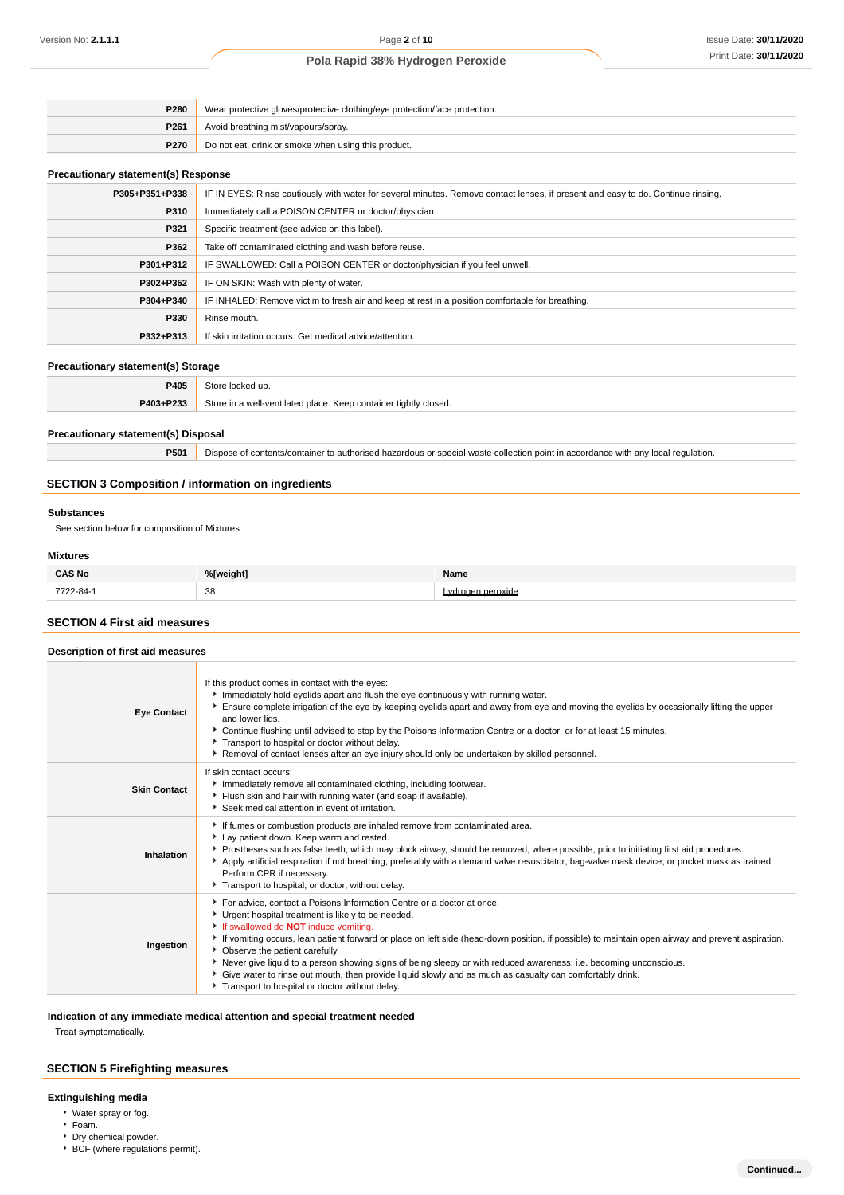| | |
|---|---|
| **P280** | Wear protective gloves/protective clothing/eye protection/face protection. |
| **P261** | Avoid breathing mist/vapours/spray. |
| **P270** | Do not eat, drink or smoke when using this product. |

### Precautionary statement(s) Response

| | |
|---|---|
| **P305+P351+P338** | IF IN EYES: Rinse cautiously with water for several minutes. Remove contact lenses, if present and easy to do. Continue rinsing. |
| **P310** | Immediately call a POISON CENTER or doctor/physician. |
| **P321** | Specific treatment (see advice on this label). |
| **P362** | Take off contaminated clothing and wash before reuse. |
| **P301+P312** | IF SWALLOWED: Call a POISON CENTER or doctor/physician if you feel unwell. |
| **P302+P352** | IF ON SKIN: Wash with plenty of water. |
| **P304+P340** | IF INHALED: Remove victim to fresh air and keep at rest in a position comfortable for breathing. |
| **P330** | Rinse mouth. |
| **P332+P313** | If skin irritation occurs: Get medical advice/attention. |

### Precautionary statement(s) Storage

| | |
|---|---|
| **P405** | Store locked up. |
| **P403+P233** | Store in a well-ventilated place. Keep container tightly closed. |

### Precautionary statement(s) Disposal

| | |
|---|---|
| **P501** | Dispose of contents/container to authorised hazardous or special waste collection point in accordance with any local regulation. |

## SECTION 3 Composition / information on ingredients

### Substances

See section below for composition of Mixtures

### Mixtures

| CAS No | %[weight] | Name |
|---|---|---|
| 7722-84-1 | 38 | hydrogen peroxide |

## SECTION 4 First aid measures

### Description of first aid measures

| | |
|---|---|
| **Eye Contact** | If this product comes in contact with the eyes:<br>- Immediately hold eyelids apart and flush the eye continuously with running water.<br>- Ensure complete irrigation of the eye by keeping eyelids apart and away from eye and moving the eyelids by occasionally lifting the upper and lower lids.<br>- Continue flushing until advised to stop by the Poisons Information Centre or a doctor, or for at least 15 minutes.<br>- Transport to hospital or doctor without delay.<br>- Removal of contact lenses after an eye injury should only be undertaken by skilled personnel. |
| **Skin Contact** | If skin contact occurs:<br>- Immediately remove all contaminated clothing, including footwear.<br>- Flush skin and hair with running water (and soap if available).<br>- Seek medical attention in event of irritation. |
| **Inhalation** | - If fumes or combustion products are inhaled remove from contaminated area.<br>- Lay patient down. Keep warm and rested.<br>- Prostheses such as false teeth, which may block airway, should be removed, where possible, prior to initiating first aid procedures.<br>- Apply artificial respiration if not breathing, preferably with a demand valve resuscitator, bag-valve mask device, or pocket mask as trained. Perform CPR if necessary.<br>- Transport to hospital, or doctor, without delay. |
| **Ingestion** | - For advice, contact a Poisons Information Centre or a doctor at once.<br>- Urgent hospital treatment is likely to be needed.<br>- If swallowed do **NOT** induce vomiting.<br>- If vomiting occurs, lean patient forward or place on left side (head-down position, if possible) to maintain open airway and prevent aspiration.<br>- Observe the patient carefully.<br>- Never give liquid to a person showing signs of being sleepy or with reduced awareness; i.e. becoming unconscious.<br>- Give water to rinse out mouth, then provide liquid slowly and as much as casualty can comfortably drink.<br>- Transport to hospital or doctor without delay. |

### Indication of any immediate medical attention and special treatment needed

Treat symptomatically.

## SECTION 5 Firefighting measures

### Extinguishing media

- Water spray or fog.
- Foam.
- Dry chemical powder.
- BCF (where regulations permit).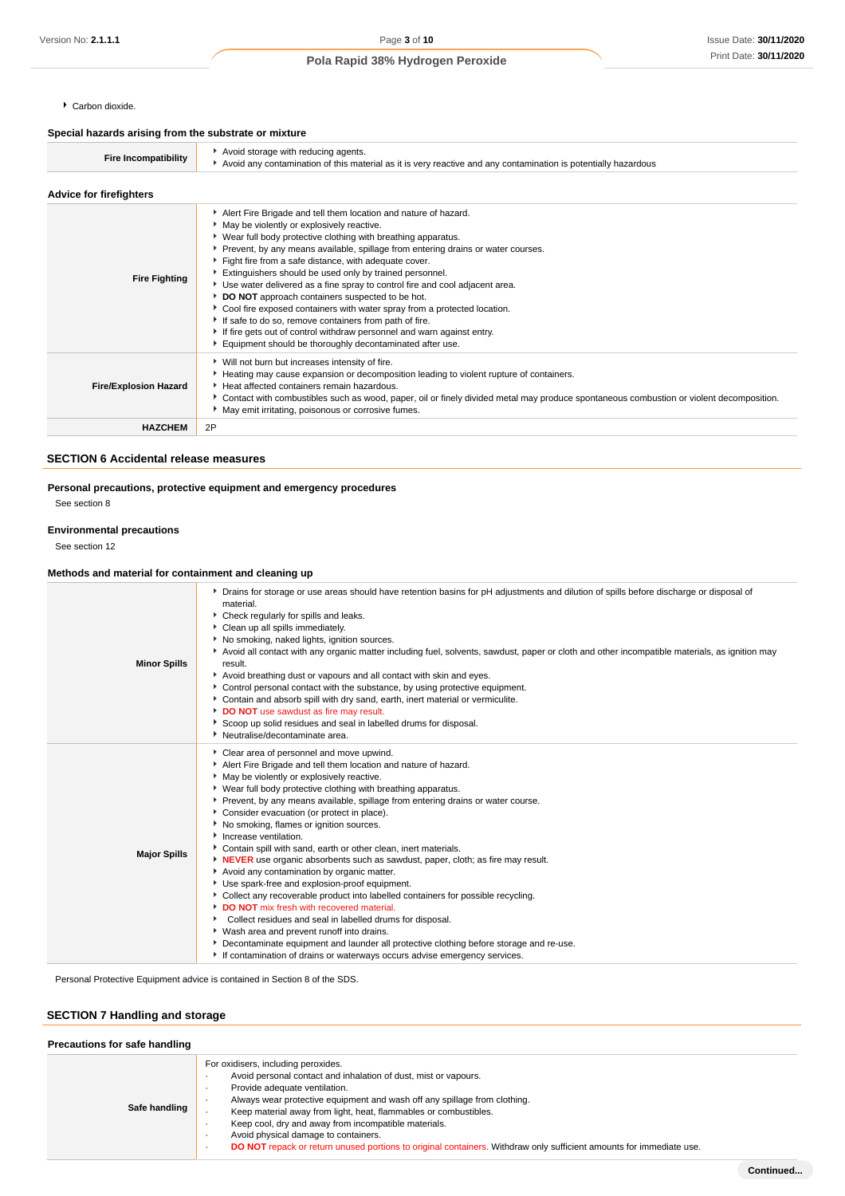- Carbon dioxide.

### Special hazards arising from the substrate or mixture

| | |
|---|---|
| **Fire Incompatibility** | - Avoid storage with reducing agents.<br>- Avoid any contamination of this material as it is very reactive and any contamination is potentially hazardous |

### Advice for firefighters

| | |
|---|---|
| **Fire Fighting** | - Alert Fire Brigade and tell them location and nature of hazard.<br>- May be violently or explosively reactive.<br>- Wear full body protective clothing with breathing apparatus.<br>- Prevent, by any means available, spillage from entering drains or water courses.<br>- Fight fire from a safe distance, with adequate cover.<br>- Extinguishers should be used only by trained personnel.<br>- Use water delivered as a fine spray to control fire and cool adjacent area.<br>- **DO NOT** approach containers suspected to be hot.<br>- Cool fire exposed containers with water spray from a protected location.<br>- If safe to do so, remove containers from path of fire.<br>- If fire gets out of control withdraw personnel and warn against entry.<br>- Equipment should be thoroughly decontaminated after use. |
| **Fire/Explosion Hazard** | - Will not burn but increases intensity of fire.<br>- Heating may cause expansion or decomposition leading to violent rupture of containers.<br>- Heat affected containers remain hazardous.<br>- Contact with combustibles such as wood, paper, oil or finely divided metal may produce spontaneous combustion or violent decomposition.<br>- May emit irritating, poisonous or corrosive fumes. |
| **HAZCHEM** | 2P |

## SECTION 6 Accidental release measures

### Personal precautions, protective equipment and emergency procedures

See section 8

### Environmental precautions

See section 12

### Methods and material for containment and cleaning up

| | |
|---|---|
| **Minor Spills** | - Drains for storage or use areas should have retention basins for pH adjustments and dilution of spills before discharge or disposal of material.<br>- Check regularly for spills and leaks.<br>- Clean up all spills immediately.<br>- No smoking, naked lights, ignition sources.<br>- Avoid all contact with any organic matter including fuel, solvents, sawdust, paper or cloth and other incompatible materials, as ignition may result.<br>- Avoid breathing dust or vapours and all contact with skin and eyes.<br>- Control personal contact with the substance, by using protective equipment.<br>- Contain and absorb spill with dry sand, earth, inert material or vermiculite.<br>- **DO NOT** use sawdust as fire may result.<br>- Scoop up solid residues and seal in labelled drums for disposal.<br>- Neutralise/decontaminate area. |
| **Major Spills** | - Clear area of personnel and move upwind.<br>- Alert Fire Brigade and tell them location and nature of hazard.<br>- May be violently or explosively reactive.<br>- Wear full body protective clothing with breathing apparatus.<br>- Prevent, by any means available, spillage from entering drains or water course.<br>- Consider evacuation (or protect in place).<br>- No smoking, flames or ignition sources.<br>- Increase ventilation.<br>- Contain spill with sand, earth or other clean, inert materials.<br>- **NEVER** use organic absorbents such as sawdust, paper, cloth; as fire may result.<br>- Avoid any contamination by organic matter.<br>- Use spark-free and explosion-proof equipment.<br>- Collect any recoverable product into labelled containers for possible recycling.<br>- **DO NOT** mix fresh with recovered material.<br>- Collect residues and seal in labelled drums for disposal.<br>- Wash area and prevent runoff into drains.<br>- Decontaminate equipment and launder all protective clothing before storage and re-use.<br>- If contamination of drains or waterways occurs advise emergency services. |

Personal Protective Equipment advice is contained in Section 8 of the SDS.

## SECTION 7 Handling and storage

### Precautions for safe handling

| | |
|---|---|
| **Safe handling** | For oxidisers, including peroxides.<br>· Avoid personal contact and inhalation of dust, mist or vapours.<br>· Provide adequate ventilation.<br>· Always wear protective equipment and wash off any spillage from clothing.<br>· Keep material away from light, heat, flammables or combustibles.<br>· Keep cool, dry and away from incompatible materials.<br>· Avoid physical damage to containers.<br>· **DO NOT** repack or return unused portions to original containers. Withdraw only sufficient amounts for immediate use. |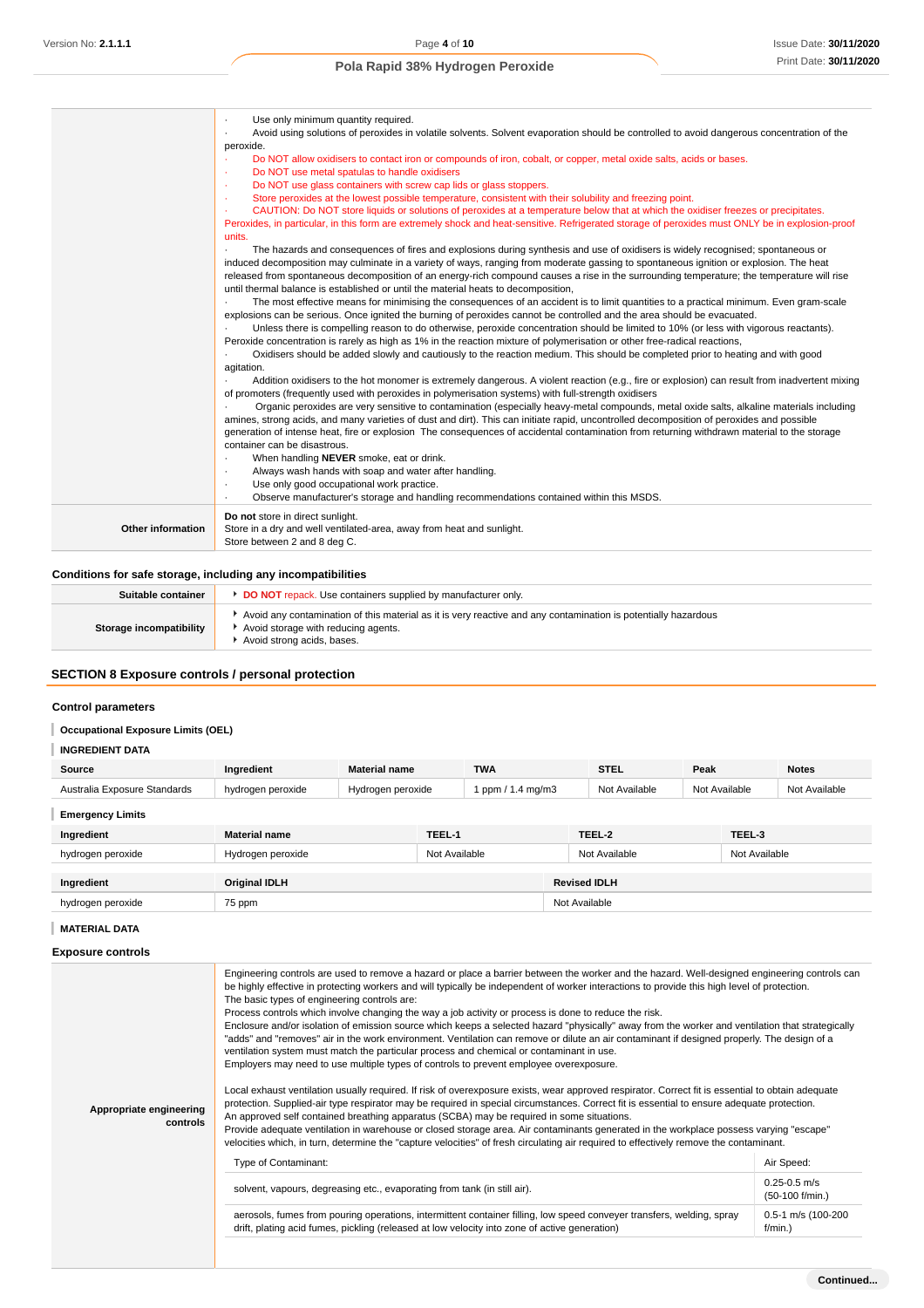| | |
|---|---|
| | · Use only minimum quantity required.<br>· Avoid using solutions of peroxides in volatile solvents. Solvent evaporation should be controlled to avoid dangerous concentration of the peroxide.<br>· Do NOT allow oxidisers to contact iron or compounds of iron, cobalt, or copper, metal oxide salts, acids or bases.<br>· Do NOT use metal spatulas to handle oxidisers<br>· Do NOT use glass containers with screw cap lids or glass stoppers.<br>· Store peroxides at the lowest possible temperature, consistent with their solubility and freezing point.<br>· CAUTION: Do NOT store liquids or solutions of peroxides at a temperature below that at which the oxidiser freezes or precipitates. Peroxides, in particular, in this form are extremely shock and heat-sensitive. Refrigerated storage of peroxides must ONLY be in explosion-proof units.<br>· The hazards and consequences of fires and explosions during synthesis and use of oxidisers is widely recognised; spontaneous or induced decomposition may culminate in a variety of ways, ranging from moderate gassing to spontaneous ignition or explosion. The heat released from spontaneous decomposition of an energy-rich compound causes a rise in the surrounding temperature; the temperature will rise until thermal balance is established or until the material heats to decomposition,<br>· The most effective means for minimising the consequences of an accident is to limit quantities to a practical minimum. Even gram-scale explosions can be serious. Once ignited the burning of peroxides cannot be controlled and the area should be evacuated.<br>· Unless there is compelling reason to do otherwise, peroxide concentration should be limited to 10% (or less with vigorous reactants). Peroxide concentration is rarely as high as 1% in the reaction mixture of polymerisation or other free-radical reactions,<br>· Oxidisers should be added slowly and cautiously to the reaction medium. This should be completed prior to heating and with good agitation.<br>· Addition oxidisers to the hot monomer is extremely dangerous. A violent reaction (e.g., fire or explosion) can result from inadvertent mixing of promoters (frequently used with peroxides in polymerisation systems) with full-strength oxidisers<br>· Organic peroxides are very sensitive to contamination (especially heavy-metal compounds, metal oxide salts, alkaline materials including amines, strong acids, and many varieties of dust and dirt). This can initiate rapid, uncontrolled decomposition of peroxides and possible generation of intense heat, fire or explosion The consequences of accidental contamination from returning withdrawn material to the storage container can be disastrous.<br>· When handling **NEVER** smoke, eat or drink.<br>· Always wash hands with soap and water after handling.<br>· Use only good occupational work practice.<br>· Observe manufacturer's storage and handling recommendations contained within this MSDS. |
| **Other information** | **Do not** store in direct sunlight.<br>Store in a dry and well ventilated-area, away from heat and sunlight.<br>Store between 2 and 8 deg C. |

### Conditions for safe storage, including any incompatibilities

| | |
|---|---|
| **Suitable container** | ▸ **DO NOT** repack. Use containers supplied by manufacturer only. |
| **Storage incompatibility** | ▸ Avoid any contamination of this material as it is very reactive and any contamination is potentially hazardous<br>▸ Avoid storage with reducing agents.<br>▸ Avoid strong acids, bases. |

## SECTION 8 Exposure controls / personal protection

### Control parameters

#### Occupational Exposure Limits (OEL)

#### INGREDIENT DATA

| Source | Ingredient | Material name | TWA | STEL | Peak | Notes |
|---|---|---|---|---|---|---|
| Australia Exposure Standards | hydrogen peroxide | Hydrogen peroxide | 1 ppm / 1.4 mg/m3 | Not Available | Not Available | Not Available |

#### Emergency Limits

| Ingredient | Material name | TEEL-1 | TEEL-2 | TEEL-3 |
|---|---|---|---|---|
| hydrogen peroxide | Hydrogen peroxide | Not Available | Not Available | Not Available |

| Ingredient | Original IDLH | Revised IDLH |
|---|---|---|
| hydrogen peroxide | 75 ppm | Not Available |

#### MATERIAL DATA

### Exposure controls

**Appropriate engineering controls**

Engineering controls are used to remove a hazard or place a barrier between the worker and the hazard. Well-designed engineering controls can be highly effective in protecting workers and will typically be independent of worker interactions to provide this high level of protection.
The basic types of engineering controls are:
Process controls which involve changing the way a job activity or process is done to reduce the risk.
Enclosure and/or isolation of emission source which keeps a selected hazard "physically" away from the worker and ventilation that strategically "adds" and "removes" air in the work environment. Ventilation can remove or dilute an air contaminant if designed properly. The design of a ventilation system must match the particular process and chemical or contaminant in use.
Employers may need to use multiple types of controls to prevent employee overexposure.

Local exhaust ventilation usually required. If risk of overexposure exists, wear approved respirator. Correct fit is essential to obtain adequate protection. Supplied-air type respirator may be required in special circumstances. Correct fit is essential to ensure adequate protection.
An approved self contained breathing apparatus (SCBA) may be required in some situations.
Provide adequate ventilation in warehouse or closed storage area. Air contaminants generated in the workplace possess varying "escape" velocities which, in turn, determine the "capture velocities" of fresh circulating air required to effectively remove the contaminant.

| Type of Contaminant: | Air Speed: |
|---|---|
| solvent, vapours, degreasing etc., evaporating from tank (in still air). | 0.25-0.5 m/s (50-100 f/min.) |
| aerosols, fumes from pouring operations, intermittent container filling, low speed conveyer transfers, welding, spray drift, plating acid fumes, pickling (released at low velocity into zone of active generation) | 0.5-1 m/s (100-200 f/min.) |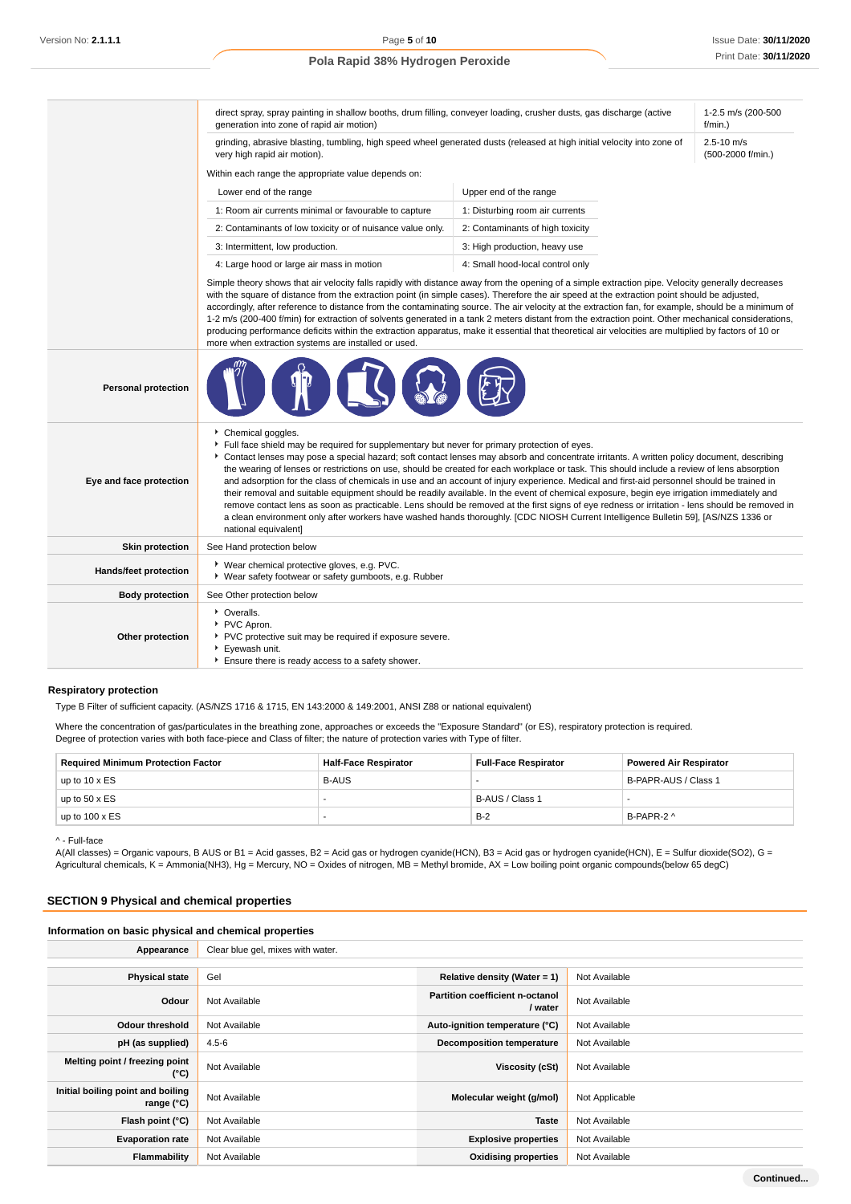| | | |
|---|---|---|
| | direct spray, spray painting in shallow booths, drum filling, conveyer loading, crusher dusts, gas discharge (active generation into zone of rapid air motion) | 1-2.5 m/s (200-500 f/min.) |
| | grinding, abrasive blasting, tumbling, high speed wheel generated dusts (released at high initial velocity into zone of very high rapid air motion). | 2.5-10 m/s (500-2000 f/min.) |

Within each range the appropriate value depends on:

| Lower end of the range | Upper end of the range |
|---|---|
| 1: Room air currents minimal or favourable to capture | 1: Disturbing room air currents |
| 2: Contaminants of low toxicity or of nuisance value only. | 2: Contaminants of high toxicity |
| 3: Intermittent, low production. | 3: High production, heavy use |
| 4: Large hood or large air mass in motion | 4: Small hood-local control only |

Simple theory shows that air velocity falls rapidly with distance away from the opening of a simple extraction pipe. Velocity generally decreases with the square of distance from the extraction point (in simple cases). Therefore the air speed at the extraction point should be adjusted, accordingly, after reference to distance from the contaminating source. The air velocity at the extraction fan, for example, should be a minimum of 1-2 m/s (200-400 f/min) for extraction of solvents generated in a tank 2 meters distant from the extraction point. Other mechanical considerations, producing performance deficits within the extraction apparatus, make it essential that theoretical air velocities are multiplied by factors of 10 or more when extraction systems are installed or used.

| | |
|---|---|
| **Personal protection** | |
| **Eye and face protection** | ▸ Chemical goggles.<br>▸ Full face shield may be required for supplementary but never for primary protection of eyes.<br>▸ Contact lenses may pose a special hazard; soft contact lenses may absorb and concentrate irritants. A written policy document, describing the wearing of lenses or restrictions on use, should be created for each workplace or task. This should include a review of lens absorption and adsorption for the class of chemicals in use and an account of injury experience. Medical and first-aid personnel should be trained in their removal and suitable equipment should be readily available. In the event of chemical exposure, begin eye irrigation immediately and remove contact lens as soon as practicable. Lens should be removed at the first signs of eye redness or irritation - lens should be removed in a clean environment only after workers have washed hands thoroughly. [CDC NIOSH Current Intelligence Bulletin 59], [AS/NZS 1336 or national equivalent] |
| **Skin protection** | See Hand protection below |
| **Hands/feet protection** | ▸ Wear chemical protective gloves, e.g. PVC.<br>▸ Wear safety footwear or safety gumboots, e.g. Rubber |
| **Body protection** | See Other protection below |
| **Other protection** | ▸ Overalls.<br>▸ PVC Apron.<br>▸ PVC protective suit may be required if exposure severe.<br>▸ Eyewash unit.<br>▸ Ensure there is ready access to a safety shower. |

### Respiratory protection

Type B Filter of sufficient capacity. (AS/NZS 1716 & 1715, EN 143:2000 & 149:2001, ANSI Z88 or national equivalent)

Where the concentration of gas/particulates in the breathing zone, approaches or exceeds the "Exposure Standard" (or ES), respiratory protection is required.
Degree of protection varies with both face-piece and Class of filter; the nature of protection varies with Type of filter.

| Required Minimum Protection Factor | Half-Face Respirator | Full-Face Respirator | Powered Air Respirator |
|---|---|---|---|
| up to 10 x ES | B-AUS | - | B-PAPR-AUS / Class 1 |
| up to 50 x ES | - | B-AUS / Class 1 | - |
| up to 100 x ES | - | B-2 | B-PAPR-2 ^ |

^ - Full-face

A(All classes) = Organic vapours, B AUS or B1 = Acid gasses, B2 = Acid gas or hydrogen cyanide(HCN), B3 = Acid gas or hydrogen cyanide(HCN), E = Sulfur dioxide(SO2), G = Agricultural chemicals, K = Ammonia(NH3), Hg = Mercury, NO = Oxides of nitrogen, MB = Methyl bromide, AX = Low boiling point organic compounds(below 65 degC)

## SECTION 9 Physical and chemical properties

### Information on basic physical and chemical properties

| | | | |
|---|---|---|---|
| **Appearance** | Clear blue gel, mixes with water. | | |
| **Physical state** | Gel | **Relative density (Water = 1)** | Not Available |
| **Odour** | Not Available | **Partition coefficient n-octanol / water** | Not Available |
| **Odour threshold** | Not Available | **Auto-ignition temperature (°C)** | Not Available |
| **pH (as supplied)** | 4.5-6 | **Decomposition temperature** | Not Available |
| **Melting point / freezing point (°C)** | Not Available | **Viscosity (cSt)** | Not Available |
| **Initial boiling point and boiling range (°C)** | Not Available | **Molecular weight (g/mol)** | Not Applicable |
| **Flash point (°C)** | Not Available | **Taste** | Not Available |
| **Evaporation rate** | Not Available | **Explosive properties** | Not Available |
| **Flammability** | Not Available | **Oxidising properties** | Not Available |

Continued...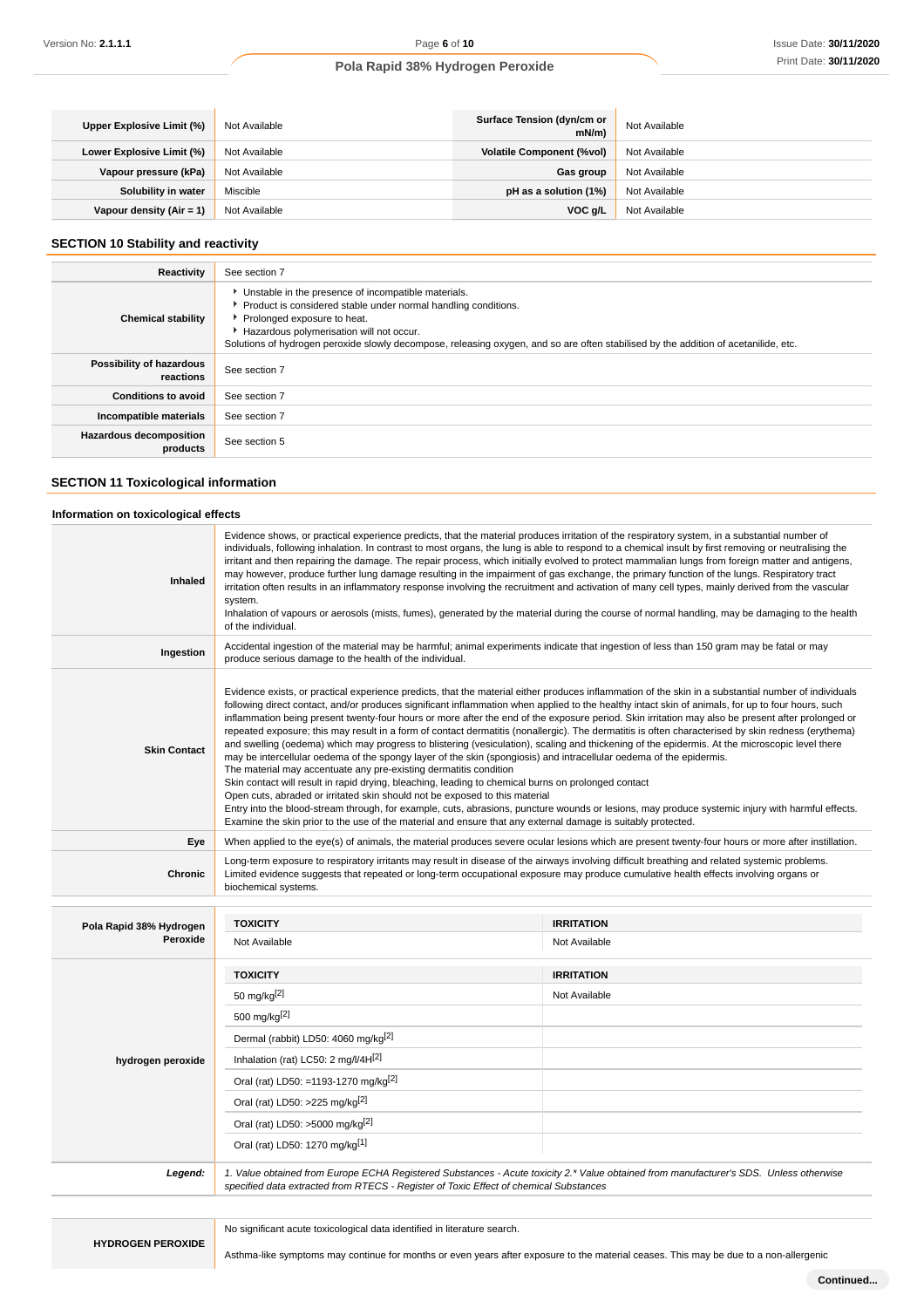| | | | |
|---|---|---|---|
| **Upper Explosive Limit (%)** | Not Available | **Surface Tension (dyn/cm or mN/m)** | Not Available |
| **Lower Explosive Limit (%)** | Not Available | **Volatile Component (%vol)** | Not Available |
| **Vapour pressure (kPa)** | Not Available | **Gas group** | Not Available |
| **Solubility in water** | Miscible | **pH as a solution (1%)** | Not Available |
| **Vapour density (Air = 1)** | Not Available | **VOC g/L** | Not Available |

## SECTION 10 Stability and reactivity

| | |
|---|---|
| **Reactivity** | See section 7 |
| **Chemical stability** | ‣ Unstable in the presence of incompatible materials.<br>‣ Product is considered stable under normal handling conditions.<br>‣ Prolonged exposure to heat.<br>‣ Hazardous polymerisation will not occur.<br>Solutions of hydrogen peroxide slowly decompose, releasing oxygen, and so are often stabilised by the addition of acetanilide, etc. |
| **Possibility of hazardous reactions** | See section 7 |
| **Conditions to avoid** | See section 7 |
| **Incompatible materials** | See section 7 |
| **Hazardous decomposition products** | See section 5 |

## SECTION 11 Toxicological information

### Information on toxicological effects

| | |
|---|---|
| **Inhaled** | Evidence shows, or practical experience predicts, that the material produces irritation of the respiratory system, in a substantial number of individuals, following inhalation. In contrast to most organs, the lung is able to respond to a chemical insult by first removing or neutralising the irritant and then repairing the damage. The repair process, which initially evolved to protect mammalian lungs from foreign matter and antigens, may however, produce further lung damage resulting in the impairment of gas exchange, the primary function of the lungs. Respiratory tract irritation often results in an inflammatory response involving the recruitment and activation of many cell types, mainly derived from the vascular system.<br>Inhalation of vapours or aerosols (mists, fumes), generated by the material during the course of normal handling, may be damaging to the health of the individual. |
| **Ingestion** | Accidental ingestion of the material may be harmful; animal experiments indicate that ingestion of less than 150 gram may be fatal or may produce serious damage to the health of the individual. |
| **Skin Contact** | Evidence exists, or practical experience predicts, that the material either produces inflammation of the skin in a substantial number of individuals following direct contact, and/or produces significant inflammation when applied to the healthy intact skin of animals, for up to four hours, such inflammation being present twenty-four hours or more after the end of the exposure period. Skin irritation may also be present after prolonged or repeated exposure; this may result in a form of contact dermatitis (nonallergic). The dermatitis is often characterised by skin redness (erythema) and swelling (oedema) which may progress to blistering (vesiculation), scaling and thickening of the epidermis. At the microscopic level there may be intercellular oedema of the spongy layer of the skin (spongiosis) and intracellular oedema of the epidermis.<br>The material may accentuate any pre-existing dermatitis condition<br>Skin contact will result in rapid drying, bleaching, leading to chemical burns on prolonged contact<br>Open cuts, abraded or irritated skin should not be exposed to this material<br>Entry into the blood-stream through, for example, cuts, abrasions, puncture wounds or lesions, may produce systemic injury with harmful effects. Examine the skin prior to the use of the material and ensure that any external damage is suitably protected. |
| **Eye** | When applied to the eye(s) of animals, the material produces severe ocular lesions which are present twenty-four hours or more after instillation. |
| **Chronic** | Long-term exposure to respiratory irritants may result in disease of the airways involving difficult breathing and related systemic problems.<br>Limited evidence suggests that repeated or long-term occupational exposure may produce cumulative health effects involving organs or biochemical systems. |

| | TOXICITY | IRRITATION |
|---|---|---|
| **Pola Rapid 38% Hydrogen Peroxide** | Not Available | Not Available |
| **hydrogen peroxide** | 50 mg/kg[2] | Not Available |
| | 500 mg/kg[2] | |
| | Dermal (rabbit) LD50: 4060 mg/kg[2] | |
| | Inhalation (rat) LC50: 2 mg/l/4H[2] | |
| | Oral (rat) LD50: =1193-1270 mg/kg[2] | |
| | Oral (rat) LD50: >225 mg/kg[2] | |
| | Oral (rat) LD50: >5000 mg/kg[2] | |
| | Oral (rat) LD50: 1270 mg/kg[1] | |
| ***Legend:*** | *1. Value obtained from Europe ECHA Registered Substances - Acute toxicity 2.* Value obtained from manufacturer's SDS. Unless otherwise specified data extracted from RTECS - Register of Toxic Effect of chemical Substances* | |

| | |
|---|---|
| **HYDROGEN PEROXIDE** | No significant acute toxicological data identified in literature search.<br>Asthma-like symptoms may continue for months or even years after exposure to the material ceases. This may be due to a non-allergenic |

**Continued...**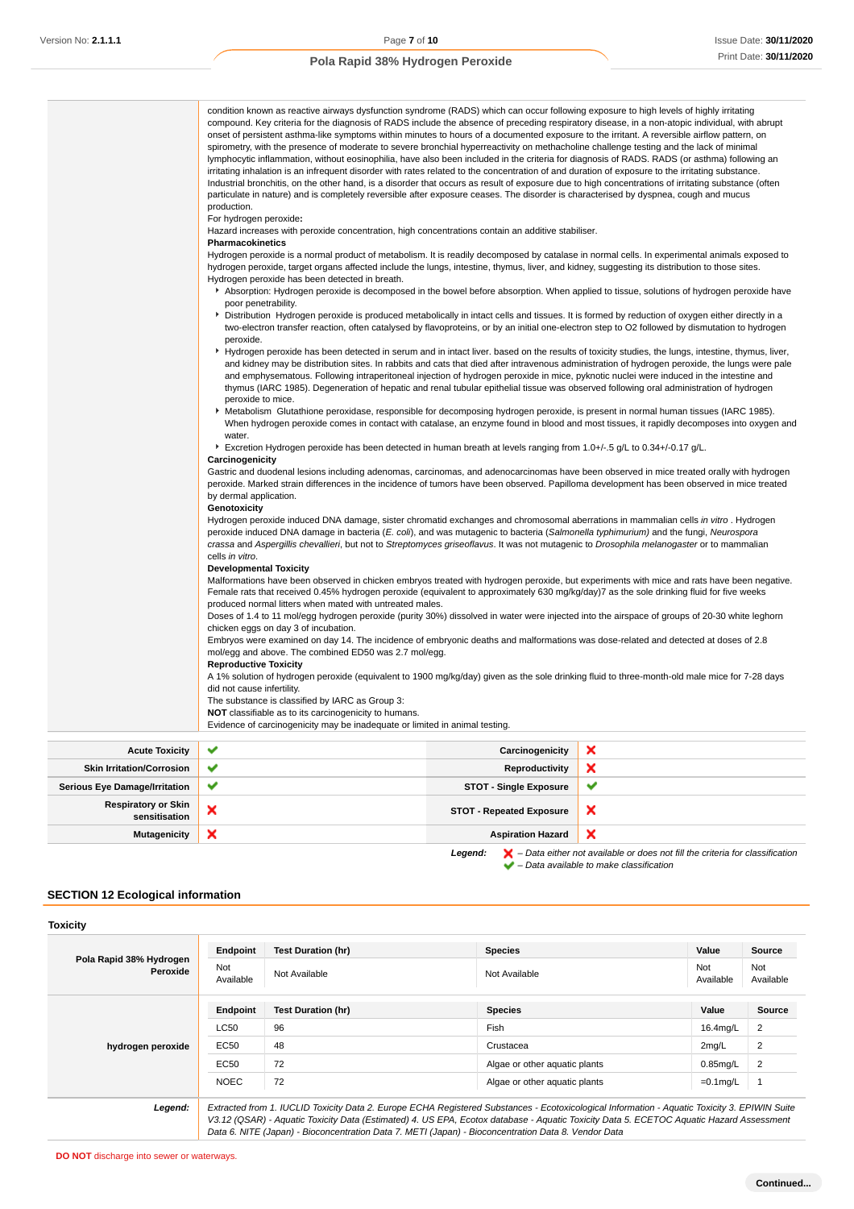condition known as reactive airways dysfunction syndrome (RADS) which can occur following exposure to high levels of highly irritating compound. Key criteria for the diagnosis of RADS include the absence of preceding respiratory disease, in a non-atopic individual, with abrupt onset of persistent asthma-like symptoms within minutes to hours of a documented exposure to the irritant. A reversible airflow pattern, on spirometry, with the presence of moderate to severe bronchial hyperreactivity on methacholine challenge testing and the lack of minimal lymphocytic inflammation, without eosinophilia, have also been included in the criteria for diagnosis of RADS. RADS (or asthma) following an irritating inhalation is an infrequent disorder with rates related to the concentration of and duration of exposure to the irritating substance. Industrial bronchitis, on the other hand, is a disorder that occurs as result of exposure due to high concentrations of irritating substance (often particulate in nature) and is completely reversible after exposure ceases. The disorder is characterised by dyspnea, cough and mucus production.

For hydrogen peroxide**:**

Hazard increases with peroxide concentration, high concentrations contain an additive stabiliser.

**Pharmacokinetics**

Hydrogen peroxide is a normal product of metabolism. It is readily decomposed by catalase in normal cells. In experimental animals exposed to hydrogen peroxide, target organs affected include the lungs, intestine, thymus, liver, and kidney, suggesting its distribution to those sites. Hydrogen peroxide has been detected in breath.

- Absorption: Hydrogen peroxide is decomposed in the bowel before absorption. When applied to tissue, solutions of hydrogen peroxide have poor penetrability.
- Distribution Hydrogen peroxide is produced metabolically in intact cells and tissues. It is formed by reduction of oxygen either directly in a two-electron transfer reaction, often catalysed by flavoproteins, or by an initial one-electron step to O2 followed by dismutation to hydrogen peroxide.
- Hydrogen peroxide has been detected in serum and in intact liver. based on the results of toxicity studies, the lungs, intestine, thymus, liver, and kidney may be distribution sites. In rabbits and cats that died after intravenous administration of hydrogen peroxide, the lungs were pale and emphysematous. Following intraperitoneal injection of hydrogen peroxide in mice, pyknotic nuclei were induced in the intestine and thymus (IARC 1985). Degeneration of hepatic and renal tubular epithelial tissue was observed following oral administration of hydrogen peroxide to mice.
- Metabolism Glutathione peroxidase, responsible for decomposing hydrogen peroxide, is present in normal human tissues (IARC 1985). When hydrogen peroxide comes in contact with catalase, an enzyme found in blood and most tissues, it rapidly decomposes into oxygen and water.
- Excretion Hydrogen peroxide has been detected in human breath at levels ranging from 1.0+/-.5 g/L to 0.34+/-0.17 g/L.

**Carcinogenicity**

Gastric and duodenal lesions including adenomas, carcinomas, and adenocarcinomas have been observed in mice treated orally with hydrogen peroxide. Marked strain differences in the incidence of tumors have been observed. Papilloma development has been observed in mice treated by dermal application.

**Genotoxicity**

Hydrogen peroxide induced DNA damage, sister chromatid exchanges and chromosomal aberrations in mammalian cells *in vitro* . Hydrogen peroxide induced DNA damage in bacteria (*E. coli*), and was mutagenic to bacteria (*Salmonella typhimurium)* and the fungi, *Neurospora crassa* and *Aspergillis chevallieri*, but not to *Streptomyces griseoflavus*. It was not mutagenic to *Drosophila melanogaster* or to mammalian cells *in vitro*.

**Developmental Toxicity**

Malformations have been observed in chicken embryos treated with hydrogen peroxide, but experiments with mice and rats have been negative. Female rats that received 0.45% hydrogen peroxide (equivalent to approximately 630 mg/kg/day)7 as the sole drinking fluid for five weeks produced normal litters when mated with untreated males.

Doses of 1.4 to 11 mol/egg hydrogen peroxide (purity 30%) dissolved in water were injected into the airspace of groups of 20-30 white leghorn chicken eggs on day 3 of incubation.

Embryos were examined on day 14. The incidence of embryonic deaths and malformations was dose-related and detected at doses of 2.8 mol/egg and above. The combined ED50 was 2.7 mol/egg.

**Reproductive Toxicity**

A 1% solution of hydrogen peroxide (equivalent to 1900 mg/kg/day) given as the sole drinking fluid to three-month-old male mice for 7-28 days did not cause infertility.

The substance is classified by IARC as Group 3:

**NOT** classifiable as to its carcinogenicity to humans.

Evidence of carcinogenicity may be inadequate or limited in animal testing.

| | | | |
|---|---|---|---|
| **Acute Toxicity** | ✔ | **Carcinogenicity** | ✘ |
| **Skin Irritation/Corrosion** | ✔ | **Reproductivity** | ✘ |
| **Serious Eye Damage/Irritation** | ✔ | **STOT - Single Exposure** | ✔ |
| **Respiratory or Skin sensitisation** | ✘ | **STOT - Repeated Exposure** | ✘ |
| **Mutagenicity** | ✘ | **Aspiration Hazard** | ✘ |

***Legend:*** ✘ *– Data either not available or does not fill the criteria for classification*
✔ *– Data available to make classification*

## SECTION 12 Ecological information

### Toxicity

| | Endpoint | Test Duration (hr) | Species | Value | Source |
|---|---|---|---|---|---|
| **Pola Rapid 38% Hydrogen Peroxide** | Not Available | Not Available | Not Available | Not Available | Not Available |

| | Endpoint | Test Duration (hr) | Species | Value | Source |
|---|---|---|---|---|---|
| **hydrogen peroxide** | LC50 | 96 | Fish | 16.4mg/L | 2 |
| | EC50 | 48 | Crustacea | 2mg/L | 2 |
| | EC50 | 72 | Algae or other aquatic plants | 0.85mg/L | 2 |
| | NOEC | 72 | Algae or other aquatic plants | =0.1mg/L | 1 |

***Legend:*** *Extracted from 1. IUCLID Toxicity Data 2. Europe ECHA Registered Substances - Ecotoxicological Information - Aquatic Toxicity 3. EPIWIN Suite V3.12 (QSAR) - Aquatic Toxicity Data (Estimated) 4. US EPA, Ecotox database - Aquatic Toxicity Data 5. ECETOC Aquatic Hazard Assessment Data 6. NITE (Japan) - Bioconcentration Data 7. METI (Japan) - Bioconcentration Data 8. Vendor Data*

**DO NOT** discharge into sewer or waterways.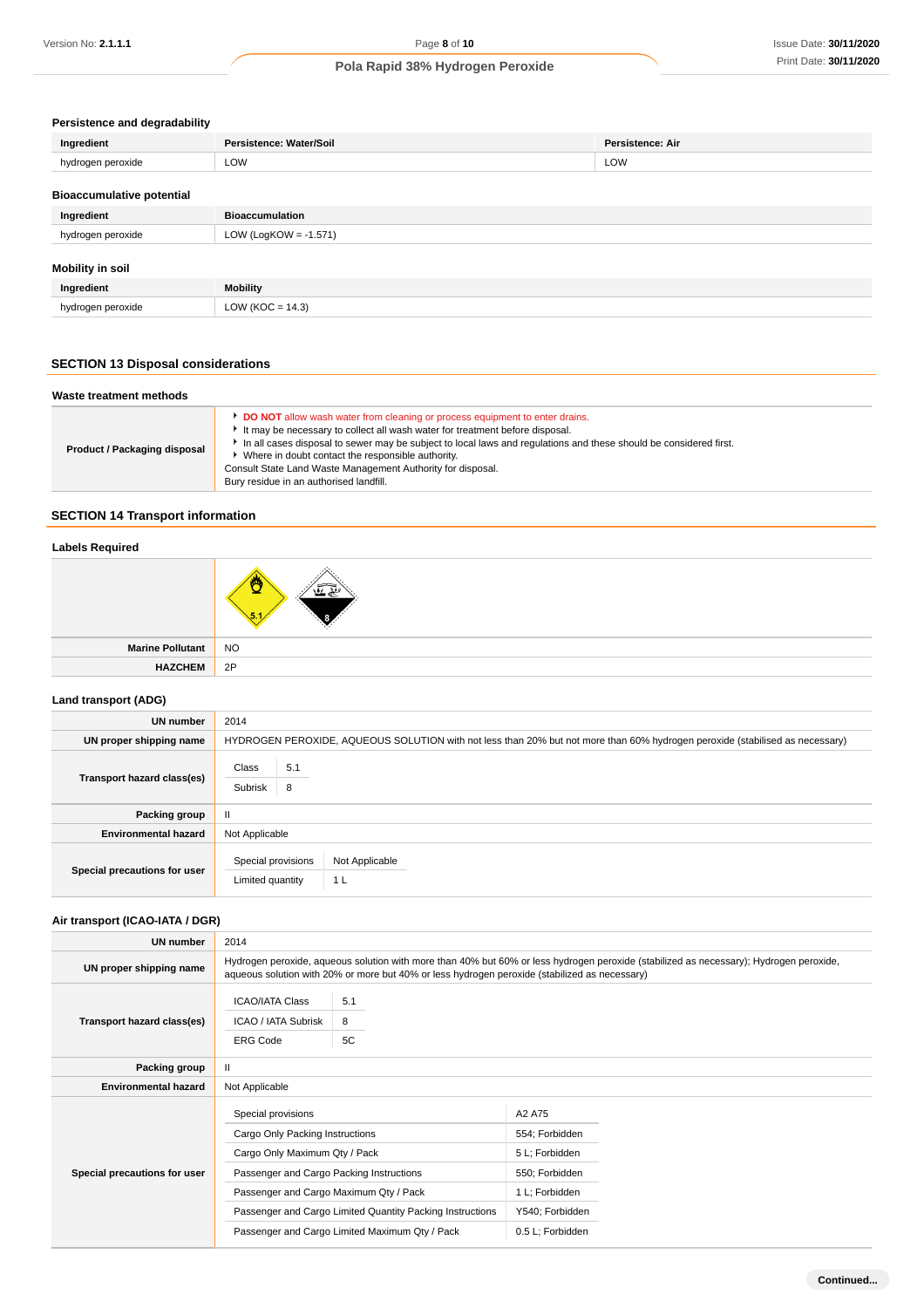### Persistence and degradability

| Ingredient | Persistence: Water/Soil | Persistence: Air |
|---|---|---|
| hydrogen peroxide | LOW | LOW |

### Bioaccumulative potential

| Ingredient | Bioaccumulation |
|---|---|
| hydrogen peroxide | LOW (LogKOW = -1.571) |

### Mobility in soil

| Ingredient | Mobility |
|---|---|
| hydrogen peroxide | LOW (KOC = 14.3) |

## SECTION 13 Disposal considerations

### Waste treatment methods

| | |
|---|---|
| **Product / Packaging disposal** | ▸ **DO NOT** allow wash water from cleaning or process equipment to enter drains.<br>▸ It may be necessary to collect all wash water for treatment before disposal.<br>▸ In all cases disposal to sewer may be subject to local laws and regulations and these should be considered first.<br>▸ Where in doubt contact the responsible authority.<br>Consult State Land Waste Management Authority for disposal.<br>Bury residue in an authorised landfill. |

## SECTION 14 Transport information

### Labels Required

| | |
|---|---|
| | 5.1, 8 |
| **Marine Pollutant** | NO |
| **HAZCHEM** | 2P |

### Land transport (ADG)

| | |
|---|---|
| **UN number** | 2014 |
| **UN proper shipping name** | HYDROGEN PEROXIDE, AQUEOUS SOLUTION with not less than 20% but not more than 60% hydrogen peroxide (stabilised as necessary) |
| **Transport hazard class(es)** | Class: 5.1<br>Subrisk: 8 |
| **Packing group** | II |
| **Environmental hazard** | Not Applicable |
| **Special precautions for user** | Special provisions: Not Applicable<br>Limited quantity: 1 L |

### Air transport (ICAO-IATA / DGR)

| | |
|---|---|
| **UN number** | 2014 |
| **UN proper shipping name** | Hydrogen peroxide, aqueous solution with more than 40% but 60% or less hydrogen peroxide (stabilized as necessary); Hydrogen peroxide, aqueous solution with 20% or more but 40% or less hydrogen peroxide (stabilized as necessary) |
| **Transport hazard class(es)** | ICAO/IATA Class: 5.1<br>ICAO / IATA Subrisk: 8<br>ERG Code: 5C |
| **Packing group** | II |
| **Environmental hazard** | Not Applicable |
| **Special precautions for user** | Special provisions: A2 A75<br>Cargo Only Packing Instructions: 554; Forbidden<br>Cargo Only Maximum Qty / Pack: 5 L; Forbidden<br>Passenger and Cargo Packing Instructions: 550; Forbidden<br>Passenger and Cargo Maximum Qty / Pack: 1 L; Forbidden<br>Passenger and Cargo Limited Quantity Packing Instructions: Y540; Forbidden<br>Passenger and Cargo Limited Maximum Qty / Pack: 0.5 L; Forbidden |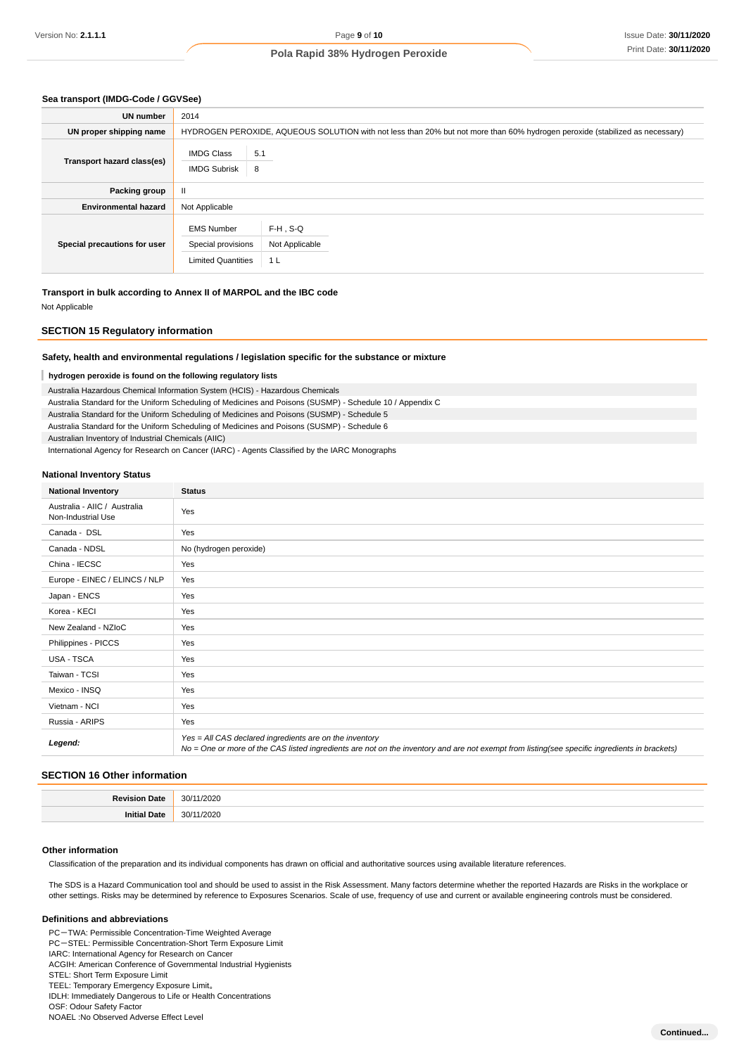### Sea transport (IMDG-Code / GGVSee)

| | |
|---|---|
| **UN number** | 2014 |
| **UN proper shipping name** | HYDROGEN PEROXIDE, AQUEOUS SOLUTION with not less than 20% but not more than 60% hydrogen peroxide (stabilized as necessary) |
| **Transport hazard class(es)** | IMDG Class: 5.1<br>IMDG Subrisk: 8 |
| **Packing group** | II |
| **Environmental hazard** | Not Applicable |
| **Special precautions for user** | EMS Number: F-H , S-Q<br>Special provisions: Not Applicable<br>Limited Quantities: 1 L |

### Transport in bulk according to Annex II of MARPOL and the IBC code

Not Applicable

## SECTION 15 Regulatory information

### Safety, health and environmental regulations / legislation specific for the substance or mixture

**hydrogen peroxide is found on the following regulatory lists**

Australia Hazardous Chemical Information System (HCIS) - Hazardous Chemicals
Australia Standard for the Uniform Scheduling of Medicines and Poisons (SUSMP) - Schedule 10 / Appendix C
Australia Standard for the Uniform Scheduling of Medicines and Poisons (SUSMP) - Schedule 5
Australia Standard for the Uniform Scheduling of Medicines and Poisons (SUSMP) - Schedule 6
Australian Inventory of Industrial Chemicals (AIIC)
International Agency for Research on Cancer (IARC) - Agents Classified by the IARC Monographs

### National Inventory Status

| National Inventory | Status |
|---|---|
| Australia - AIIC / Australia Non-Industrial Use | Yes |
| Canada - DSL | Yes |
| Canada - NDSL | No (hydrogen peroxide) |
| China - IECSC | Yes |
| Europe - EINEC / ELINCS / NLP | Yes |
| Japan - ENCS | Yes |
| Korea - KECI | Yes |
| New Zealand - NZIoC | Yes |
| Philippines - PICCS | Yes |
| USA - TSCA | Yes |
| Taiwan - TCSI | Yes |
| Mexico - INSQ | Yes |
| Vietnam - NCI | Yes |
| Russia - ARIPS | Yes |
| ***Legend:*** | *Yes = All CAS declared ingredients are on the inventory*<br>*No = One or more of the CAS listed ingredients are not on the inventory and are not exempt from listing(see specific ingredients in brackets)* |

## SECTION 16 Other information

| | |
|---|---|
| **Revision Date** | 30/11/2020 |
| **Initial Date** | 30/11/2020 |

### Other information

Classification of the preparation and its individual components has drawn on official and authoritative sources using available literature references.

The SDS is a Hazard Communication tool and should be used to assist in the Risk Assessment. Many factors determine whether the reported Hazards are Risks in the workplace or other settings. Risks may be determined by reference to Exposures Scenarios. Scale of use, frequency of use and current or available engineering controls must be considered.

### Definitions and abbreviations

PC－TWA: Permissible Concentration-Time Weighted Average
PC－STEL: Permissible Concentration-Short Term Exposure Limit
IARC: International Agency for Research on Cancer
ACGIH: American Conference of Governmental Industrial Hygienists
STEL: Short Term Exposure Limit
TEEL: Temporary Emergency Exposure Limit。
IDLH: Immediately Dangerous to Life or Health Concentrations
OSF: Odour Safety Factor
NOAEL :No Observed Adverse Effect Level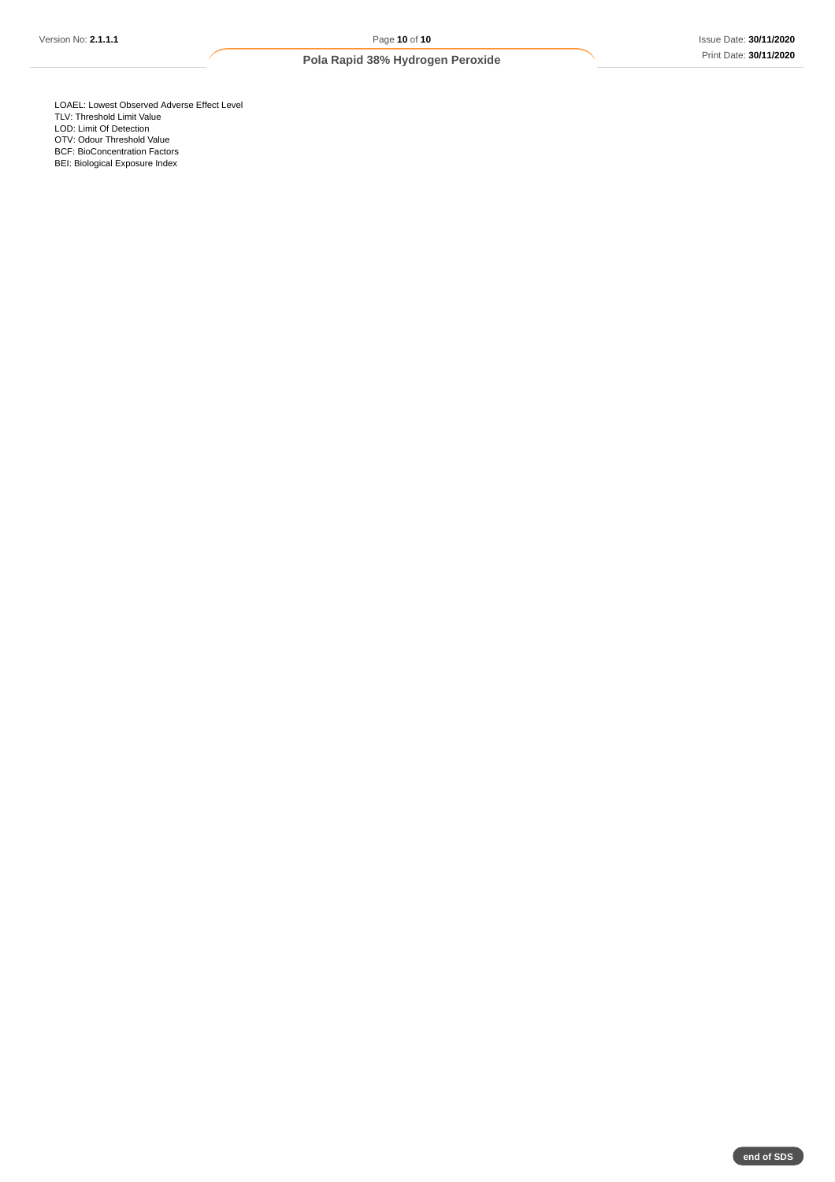LOAEL: Lowest Observed Adverse Effect Level
TLV: Threshold Limit Value
LOD: Limit Of Detection
OTV: Odour Threshold Value
BCF: BioConcentration Factors
BEI: Biological Exposure Index

**end of SDS**